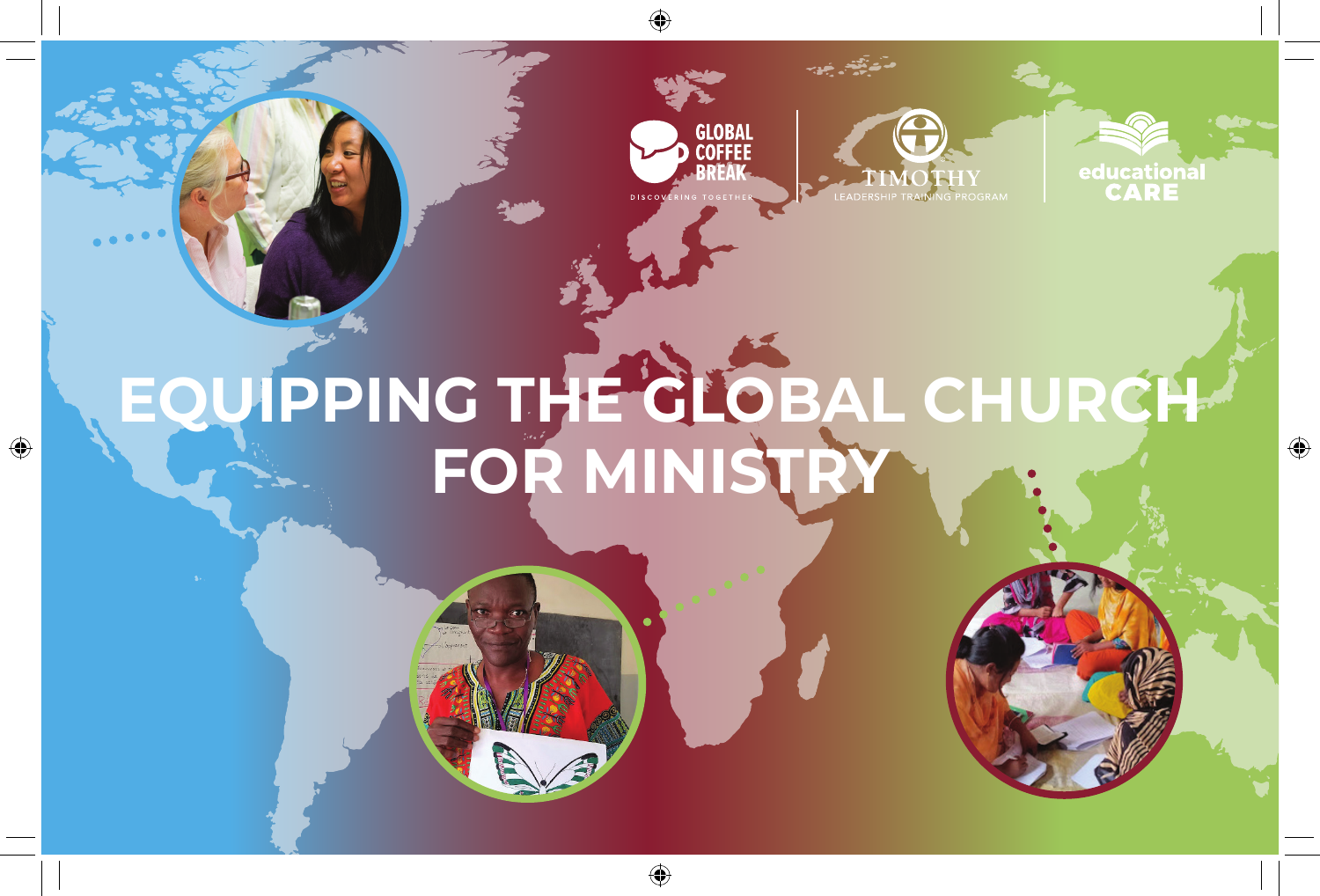GLOBAL COFFEE BREAK

DISCOVERING TOGETHER

TIMOTHY

LEADERSHIP TRAINING PROGRAM

educational CARE

# EQUIPPING THE GLOBAL CHURCH FOR MINISTRY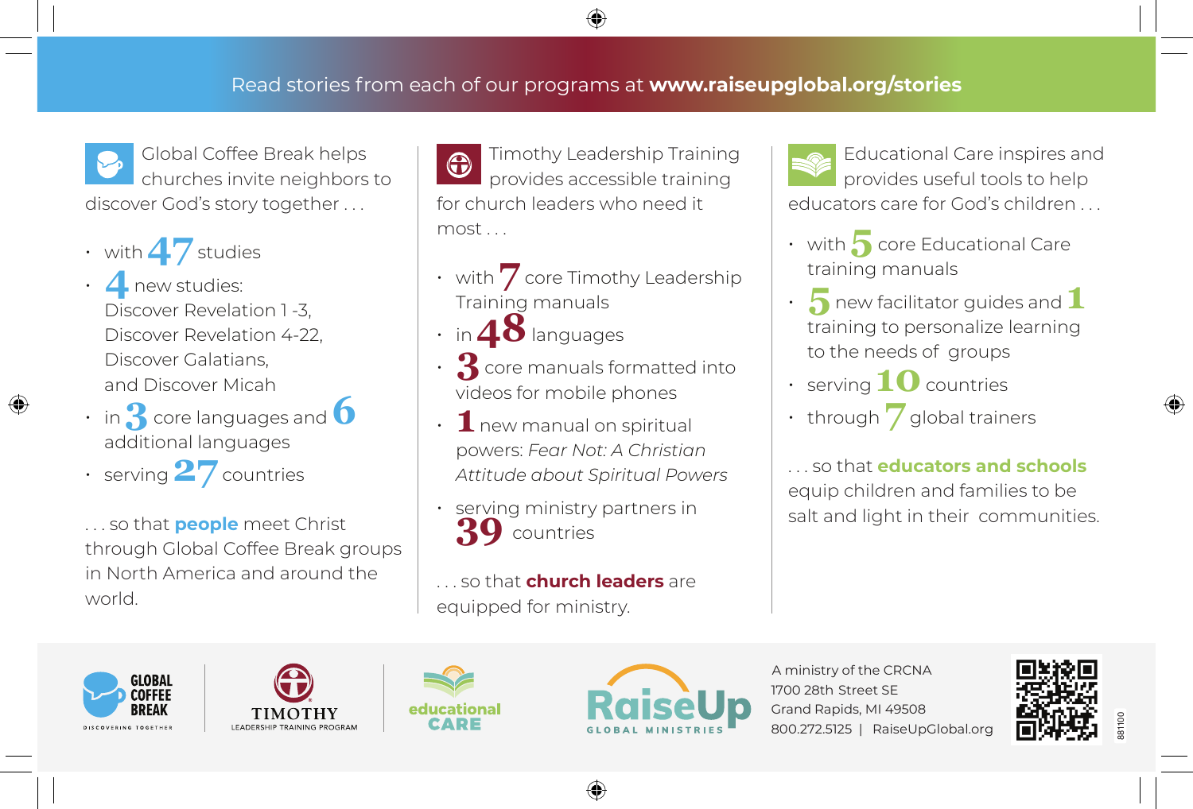Read stories from each of our programs at **www.raiseupglobal.org/stories**

Global Coffee Break helps churches invite neighbors to discover God's story together . . .

- with **47** studies
- **4** new studies: Discover Revelation 1 -3, Discover Revelation 4-22, Discover Galatians, and Discover Micah
- in **3** core languages and **6** additional languages
- serving **27** countries

. . . so that **people** meet Christ through Global Coffee Break groups in North America and around the world.

Timothy Leadership Training provides accessible training for church leaders who need it most . . .

- with **7** core Timothy Leadership Training manuals
- in **48** languages
- **3** core manuals formatted into videos for mobile phones
- **1** new manual on spiritual powers: *Fear Not: A Christian Attitude about Spiritual Powers*
- serving ministry partners in **39** countries

. . . so that **church leaders** are equipped for ministry.

Educational Care inspires and provides useful tools to help educators care for God's children . . .

- with **5** core Educational Care training manuals
- **5** new facilitator guides and **1** training to personalize learning to the needs of groups
- serving **10** countries
- through **7** global trainers

. . . so that **educators and schools** equip children and families to be salt and light in their communities.

GLOBAL COFFEE BREAK DISCOVERING TOGETHER | TIMOTHY LEADERSHIP TRAINING PROGRAM | educational CARE | RaiseUp GLOBAL MINISTRIES

A ministry of the CRCNA
1700 28th Street SE
Grand Rapids, MI 49508
800.272.5125 | RaiseUpGlobal.org

881100